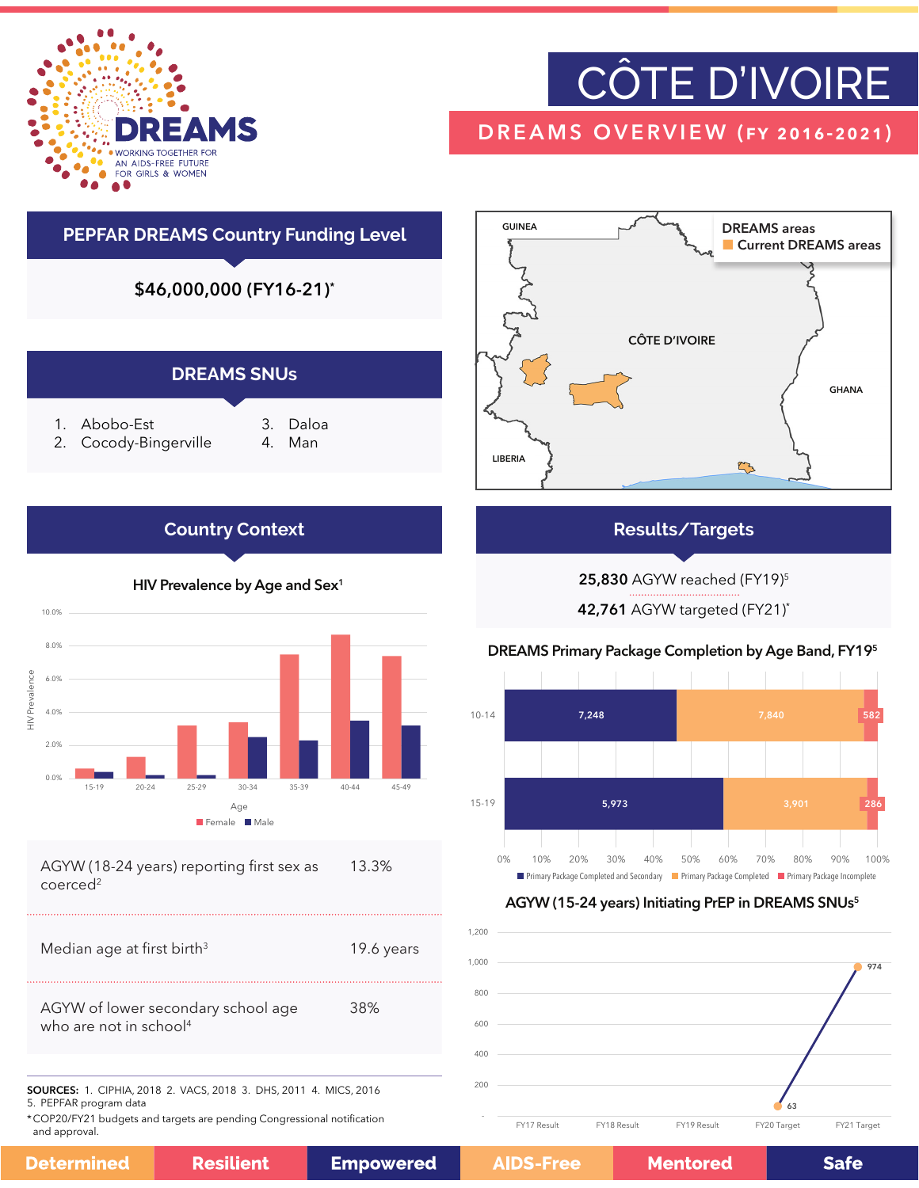DREAMS

WORKING TOGETHER FOR AN AIDS-FREE FUTURE FOR GIRLS & WOMEN

# CÔTE D'IVOIRE

## DREAMS OVERVIEW (FY 2016-2021)

## PEPFAR DREAMS Country Funding Level

**$46,000,000 (FY16-21)***

## DREAMS SNUs

1. Abobo-Est
2. Cocody-Bingerville
3. Daloa
4. Man

DREAMS areas
- Current DREAMS areas

GUINEA, CÔTE D'IVOIRE, GHANA, LIBERIA

## Country Context

### HIV Prevalence by Age and Sex[1]

| Age | Female | Male |
|---|---|---|
| 15-19 | ~0.6% | ~0.4% |
| 20-24 | ~1.3% | ~0.2% |
| 25-29 | ~3.2% | ~0.2% |
| 30-34 | ~3.4% | ~2.5% |
| 35-39 | ~7.5% | ~2.3% |
| 40-44 | ~8.7% | ~3.5% |
| 45-49 | ~7.4% | ~3.2% |

| | |
|---|---|
| AGYW (18-24 years) reporting first sex as coerced[2] | 13.3% |
| Median age at first birth[3] | 19.6 years |
| AGYW of lower secondary school age who are not in school[4] | 38% |

SOURCES: 1. CIPHIA, 2018 2. VACS, 2018 3. DHS, 2011 4. MICS, 2016
5. PEPFAR program data

*COP20/FY21 budgets and targets are pending Congressional notification and approval.

## Results/Targets

**25,830** AGYW reached (FY19)[5]

**42,761** AGYW targeted (FY21)*

### DREAMS Primary Package Completion by Age Band, FY19[5]

| Age Band | Primary Package Completed and Secondary | Primary Package Completed | Primary Package Incomplete |
|---|---|---|---|
| 10-14 | 7,248 | 7,840 | 582 |
| 15-19 | 5,973 | 3,901 | 286 |

### AGYW (15-24 years) Initiating PrEP in DREAMS SNUs[5]

| | FY17 Result | FY18 Result | FY19 Result | FY20 Target | FY21 Target |
|---|---|---|---|---|---|
| AGYW initiating PrEP | | | | 63 | 974 |

Determined | Resilient | Empowered | AIDS-Free | Mentored | Safe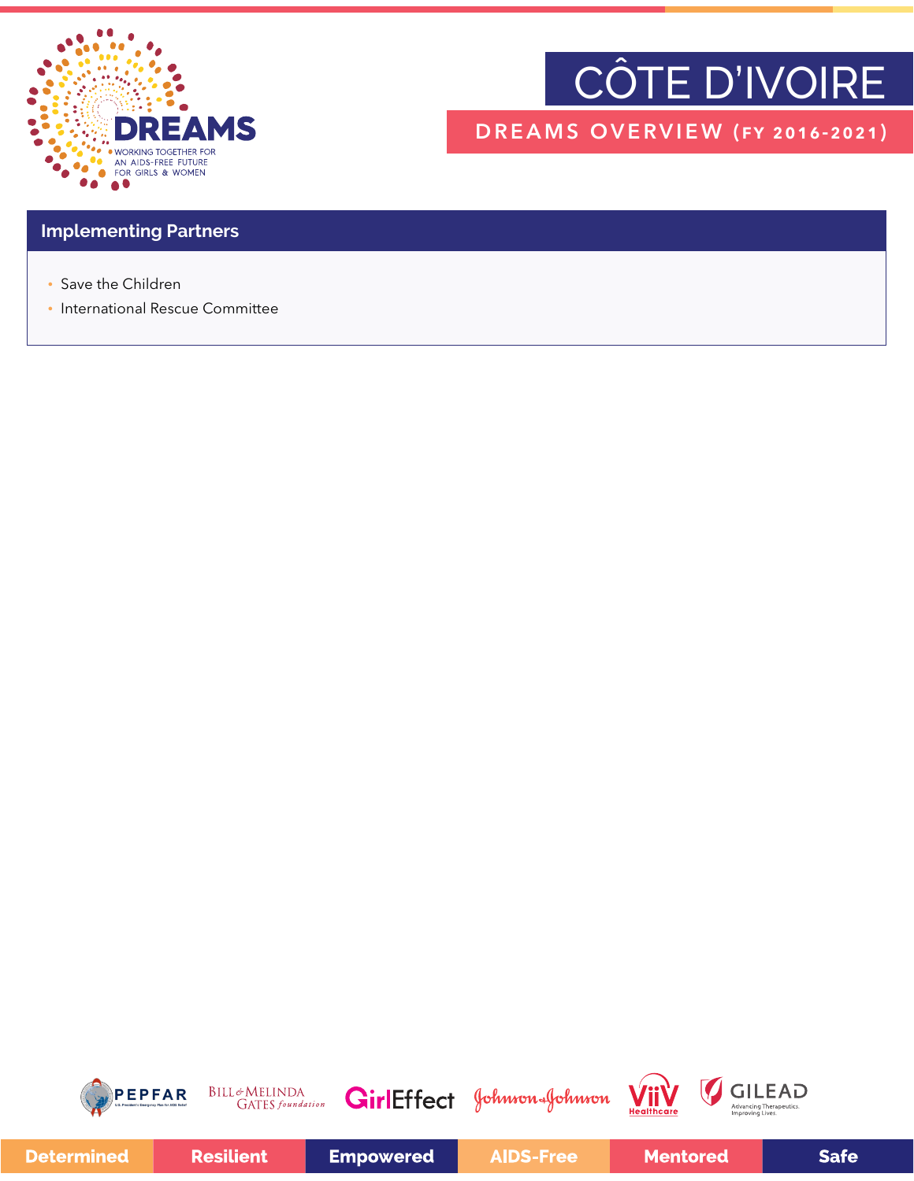# CÔTE D'IVOIRE

## DREAMS OVERVIEW (FY 2016-2021)

### Implementing Partners

- Save the Children
- International Rescue Committee

Determined | Resilient | Empowered | AIDS-Free | Mentored | Safe